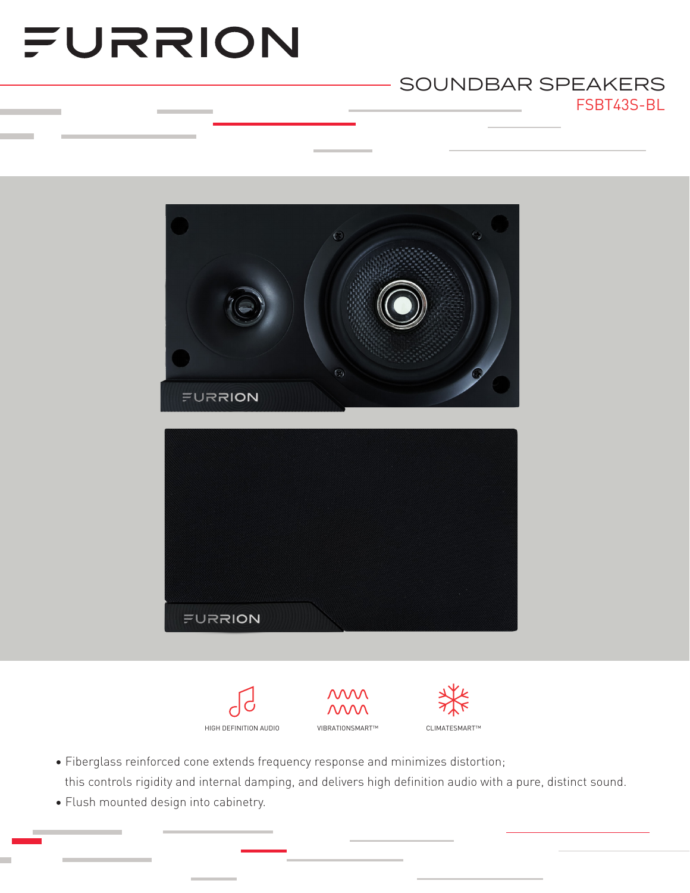# FURRION

## SOUNDBAR SPEAKERS

FSBT43S-BL

HIGH DEFINITION AUDIO

VIBRATIONSMART™

CLIMATESMART™

- Fiberglass reinforced cone extends frequency response and minimizes distortion; this controls rigidity and internal damping, and delivers high definition audio with a pure, distinct sound.
- Flush mounted design into cabinetry.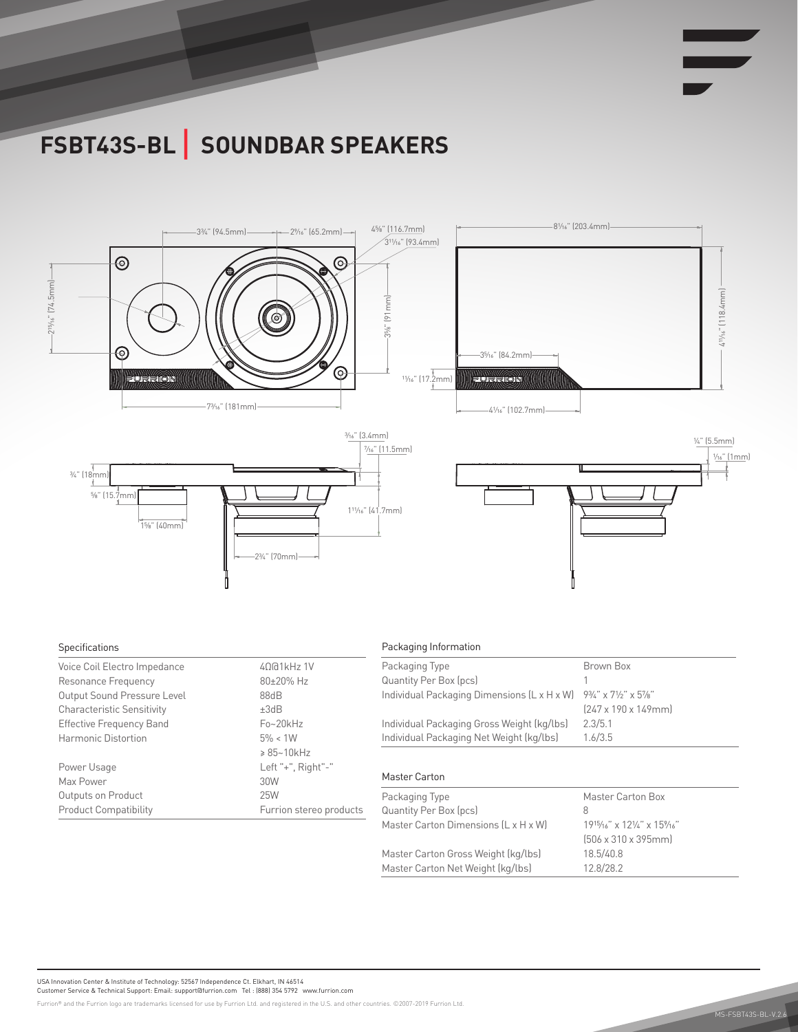# FSBT43S-BL | SOUNDBAR SPEAKERS

3¾" (94.5mm)
2⁹⁄₁₆" (65.2mm)
4⅝" (116.7mm)
3¹¹⁄₁₆" (93.4mm)
8¹⁄₁₆" (203.4mm)
2¹⁵⁄₁₆" (74.5mm)
3⅝" (91 mm)
4¹¹⁄₁₆" (118.4mm)
3⁵⁄₁₆" (84.2mm)
¹¹⁄₁₆" (17.2mm)
7³⁄₁₆" (181mm)
4¹⁄₁₆" (102.7mm)
⅛" (3.4mm)
⁷⁄₁₆" (11.5mm)
¼" (5.5mm)
¹⁄₁₆" (1mm)
¾" (18mm)
⅝" (15.7mm)
1⅝" (40mm)
1¹¹⁄₁₆" (41.7mm)
2¾" (70mm)

## Specifications

| | |
|---|---|
| Voice Coil Electro Impedance | 4Ω@1kHz 1V |
| Resonance Frequency | 80±20% Hz |
| Output Sound Pressure Level | 88dB |
| Characteristic Sensitivity | ±3dB |
| Effective Frequency Band | Fo~20kHz |
| Harmonic Distortion | 5% < 1W<br>≥ 85~10kHz |
| Power Usage | Left "+", Right"-" |
| Max Power | 30W |
| Outputs on Product | 25W |
| Product Compatibility | Furrion stereo products |

## Packaging Information

| | |
|---|---|
| Packaging Type | Brown Box |
| Quantity Per Box (pcs) | 1 |
| Individual Packaging Dimensions (L x H x W) | 9¾" x 7½" x 5⅞"<br>(247 x 190 x 149mm) |
| Individual Packaging Gross Weight (kg/lbs) | 2.3/5.1 |
| Individual Packaging Net Weight (kg/lbs) | 1.6/3.5 |

## Master Carton

| | |
|---|---|
| Packaging Type | Master Carton Box |
| Quantity Per Box (pcs) | 8 |
| Master Carton Dimensions (L x H x W) | 19¹⁵⁄₁₆" x 12¼" x 15⁹⁄₁₆"<br>(506 x 310 x 395mm) |
| Master Carton Gross Weight (kg/lbs) | 18.5/40.8 |
| Master Carton Net Weight (kg/lbs) | 12.8/28.2 |

USA Innovation Center & Institute of Technology: 52567 Independence Ct. Elkhart, IN 46514
Customer Service & Technical Support: Email: support@furrion.com Tel : (888) 354 5792 www.furrion.com

Furrion® and the Furrion logo are trademarks licensed for use by Furrion Ltd. and registered in the U.S. and other countries. ©2007-2019 Furrion Ltd.

MS-FSBT43S-BL-V.2.6